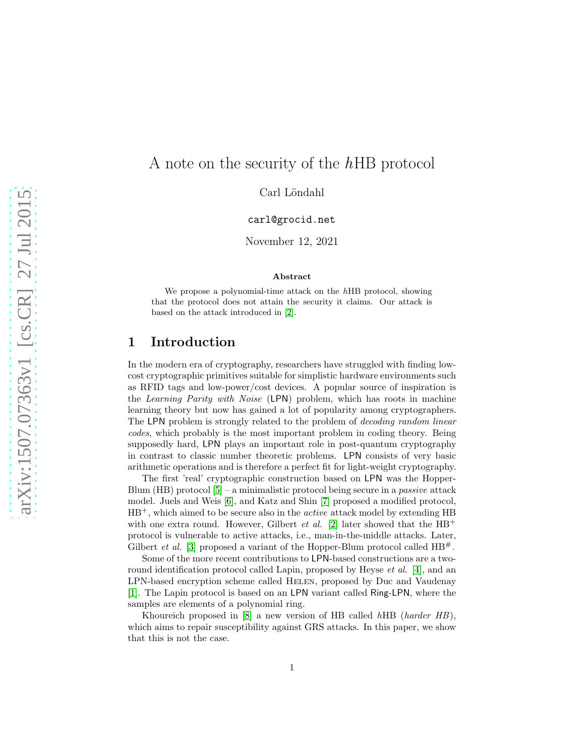# A note on the security of the $h$HB protocol

Carl Löndahl

carl@grocid.net

November 12, 2021

### Abstract

We propose a polynomial-time attack on the $h$HB protocol, showing that the protocol does not attain the security it claims. Our attack is based on the attack introduced in [2].

## 1 Introduction

In the modern era of cryptography, researchers have struggled with finding low-cost cryptographic primitives suitable for simplistic hardware environments such as RFID tags and low-power/cost devices. A popular source of inspiration is the *Learning Parity with Noise* (LPN) problem, which has roots in machine learning theory but now has gained a lot of popularity among cryptographers. The LPN problem is strongly related to the problem of *decoding random linear codes*, which probably is the most important problem in coding theory. Being supposedly hard, LPN plays an important role in post-quantum cryptography in contrast to classic number theoretic problems. LPN consists of very basic arithmetic operations and is therefore a perfect fit for light-weight cryptography.

The first 'real' cryptographic construction based on LPN was the Hopper-Blum (HB) protocol [5] – a minimalistic protocol being secure in a *passive* attack model. Juels and Weis [6], and Katz and Shin [7] proposed a modified protocol, $\text{HB}^+$, which aimed to be secure also in the *active* attack model by extending HB with one extra round. However, Gilbert *et al.* [2] later showed that the $\text{HB}^+$ protocol is vulnerable to active attacks, i.e., man-in-the-middle attacks. Later, Gilbert *et al.* [3] proposed a variant of the Hopper-Blum protocol called $\text{HB}^\#$.

Some of the more recent contributions to LPN-based constructions are a two-round identification protocol called Lapin, proposed by Heyse *et al.* [4], and an LPN-based encryption scheme called HELEN, proposed by Duc and Vaudenay [1]. The Lapin protocol is based on an LPN variant called Ring-LPN, where the samples are elements of a polynomial ring.

Khoureich proposed in [8] a new version of HB called $h$HB (*harder HB*), which aims to repair susceptibility against GRS attacks. In this paper, we show that this is not the case.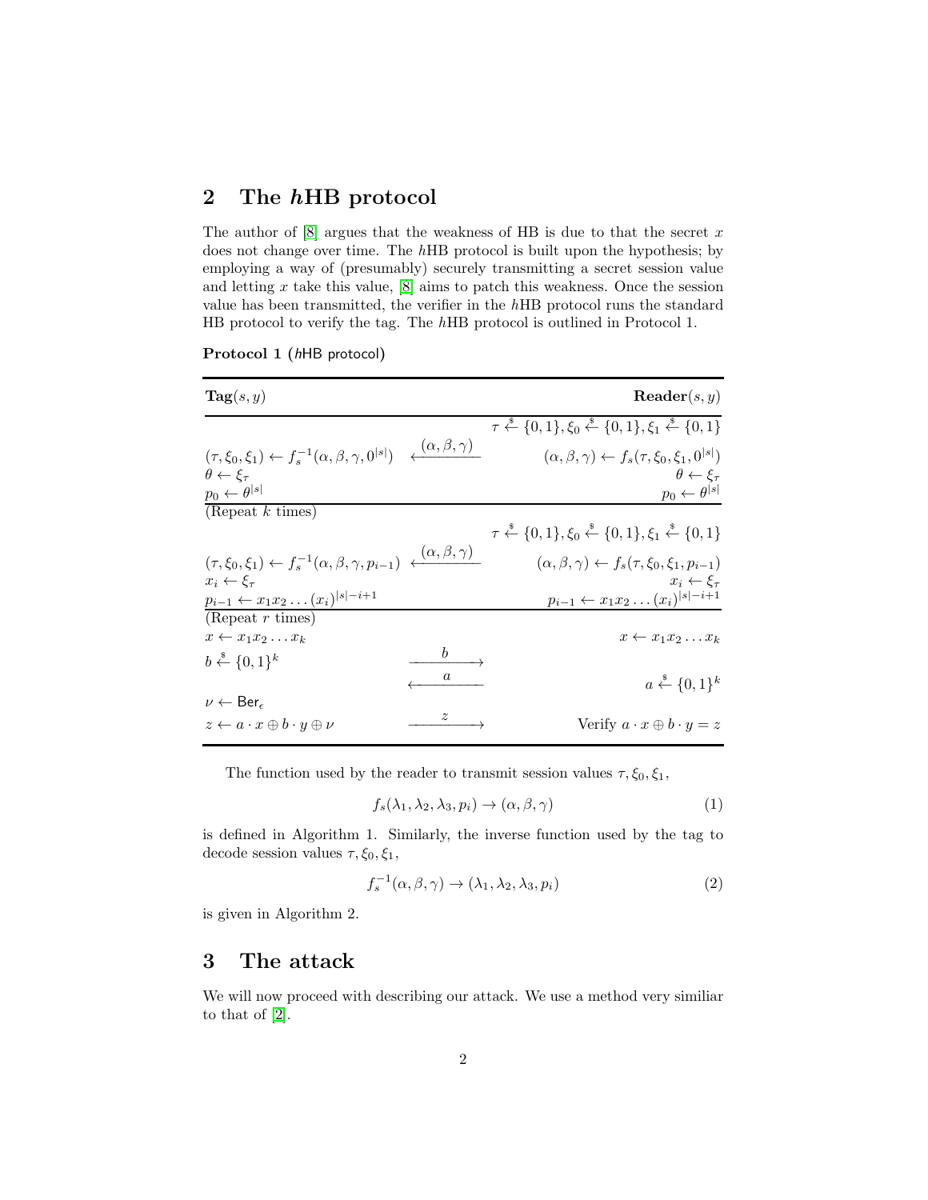## 2 The *h*HB protocol

The author of [8] argues that the weakness of HB is due to that the secret $x$ does not change over time. The *h*HB protocol is built upon the hypothesis; by employing a way of (presumably) securely transmitting a secret session value and letting $x$ take this value, [8] aims to patch this weakness. Once the session value has been transmitted, the verifier in the *h*HB protocol runs the standard HB protocol to verify the tag. The *h*HB protocol is outlined in Protocol 1.

**Protocol 1** (*h*HB protocol)

| $\mathbf{Tag}(s, y)$ | | $\mathbf{Reader}(s, y)$ |
|---|---|---|
| | | $\tau \xleftarrow{\$} \{0,1\}, \xi_0 \xleftarrow{\$} \{0,1\}, \xi_1 \xleftarrow{\$} \{0,1\}$ |
| $(\tau, \xi_0, \xi_1) \leftarrow f_s^{-1}(\alpha, \beta, \gamma, 0^{\|s\|})$ | $\xleftarrow{(\alpha,\beta,\gamma)}$ | $(\alpha, \beta, \gamma) \leftarrow f_s(\tau, \xi_0, \xi_1, 0^{\|s\|})$ |
| $\theta \leftarrow \xi_\tau$ | | $\theta \leftarrow \xi_\tau$ |
| $p_0 \leftarrow \theta^{\|s\|}$ | | $p_0 \leftarrow \theta^{\|s\|}$ |
| (Repeat $k$ times) | | |
| | | $\tau \xleftarrow{\$} \{0,1\}, \xi_0 \xleftarrow{\$} \{0,1\}, \xi_1 \xleftarrow{\$} \{0,1\}$ |
| $(\tau, \xi_0, \xi_1) \leftarrow f_s^{-1}(\alpha, \beta, \gamma, p_{i-1})$ | $\xleftarrow{(\alpha,\beta,\gamma)}$ | $(\alpha, \beta, \gamma) \leftarrow f_s(\tau, \xi_0, \xi_1, p_{i-1})$ |
| $x_i \leftarrow \xi_\tau$ | | $x_i \leftarrow \xi_\tau$ |
| $p_{i-1} \leftarrow x_1 x_2 \dots (x_i)^{\|s\|-i+1}$ | | $p_{i-1} \leftarrow x_1 x_2 \dots (x_i)^{\|s\|-i+1}$ |
| (Repeat $r$ times) | | |
| $x \leftarrow x_1 x_2 \dots x_k$ | | $x \leftarrow x_1 x_2 \dots x_k$ |
| $b \xleftarrow{\$} \{0,1\}^k$ | $\xrightarrow{b}$ | |
| | $\xleftarrow{a}$ | $a \xleftarrow{\$} \{0,1\}^k$ |
| $\nu \leftarrow \mathsf{Ber}_\epsilon$ | | |
| $z \leftarrow a \cdot x \oplus b \cdot y \oplus \nu$ | $\xrightarrow{z}$ | Verify $a \cdot x \oplus b \cdot y = z$ |

The function used by the reader to transmit session values $\tau, \xi_0, \xi_1$,

$$f_s(\lambda_1, \lambda_2, \lambda_3, p_i) \to (\alpha, \beta, \gamma) \tag{1}$$

is defined in Algorithm 1. Similarly, the inverse function used by the tag to decode session values $\tau, \xi_0, \xi_1$,

$$f_s^{-1}(\alpha, \beta, \gamma) \to (\lambda_1, \lambda_2, \lambda_3, p_i) \tag{2}$$

is given in Algorithm 2.

## 3 The attack

We will now proceed with describing our attack. We use a method very similiar to that of [2].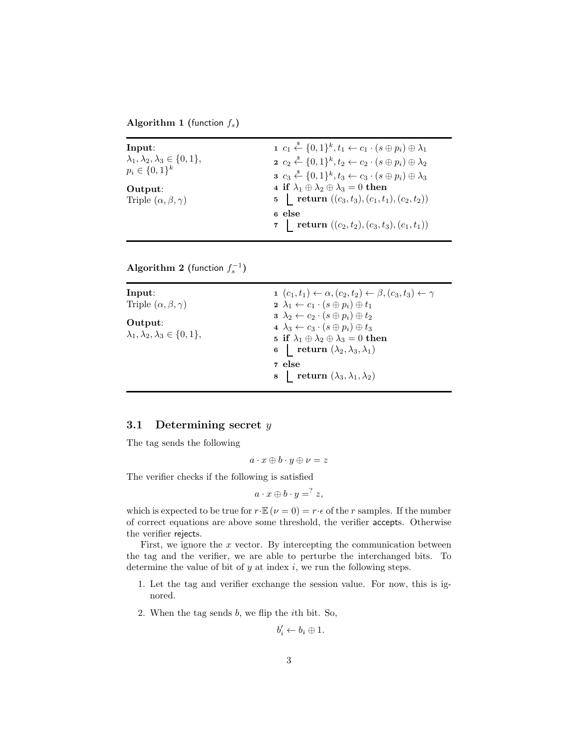**Algorithm 1** (function $f_s$)

**Input**:
$\lambda_1, \lambda_2, \lambda_3 \in \{0,1\}$,
$p_i \in \{0,1\}^k$

**Output**:
Triple $(\alpha, \beta, \gamma)$

```
1  c_1 <-$ {0,1}^k, t_1 <- c_1 · (s ⊕ p_i) ⊕ λ_1
2  c_2 <-$ {0,1}^k, t_2 <- c_2 · (s ⊕ p_i) ⊕ λ_2
3  c_3 <-$ {0,1}^k, t_3 <- c_3 · (s ⊕ p_i) ⊕ λ_3
4  if λ_1 ⊕ λ_2 ⊕ λ_3 = 0 then
5      return ((c_3, t_3), (c_1, t_1), (c_2, t_2))
6  else
7      return ((c_2, t_2), (c_3, t_3), (c_1, t_1))
```

**Algorithm 2** (function $f_s^{-1}$)

**Input**:
Triple $(\alpha, \beta, \gamma)$

**Output**:
$\lambda_1, \lambda_2, \lambda_3 \in \{0,1\}$,

```
1  (c_1, t_1) <- α, (c_2, t_2) <- β, (c_3, t_3) <- γ
2  λ_1 <- c_1 · (s ⊕ p_i) ⊕ t_1
3  λ_2 <- c_2 · (s ⊕ p_i) ⊕ t_2
4  λ_3 <- c_3 · (s ⊕ p_i) ⊕ t_3
5  if λ_1 ⊕ λ_2 ⊕ λ_3 = 0 then
6      return (λ_2, λ_3, λ_1)
7  else
8      return (λ_3, λ_1, λ_2)
```

### 3.1 Determining secret $y$

The tag sends the following

$$a \cdot x \oplus b \cdot y \oplus \nu = z$$

The verifier checks if the following is satisfied

$$a \cdot x \oplus b \cdot y =^{?} z,$$

which is expected to be true for $r \cdot \mathbb{E}(\nu = 0) = r \cdot \epsilon$ of the $r$ samples. If the number of correct equations are above some threshold, the verifier accepts. Otherwise the verifier rejects.

First, we ignore the $x$ vector. By intercepting the communication between the tag and the verifier, we are able to perturbe the interchanged bits. To determine the value of bit of $y$ at index $i$, we run the following steps.

1. Let the tag and verifier exchange the session value. For now, this is ignored.
2. When the tag sends $b$, we flip the $i$th bit. So,

$$b'_i \leftarrow b_i \oplus 1.$$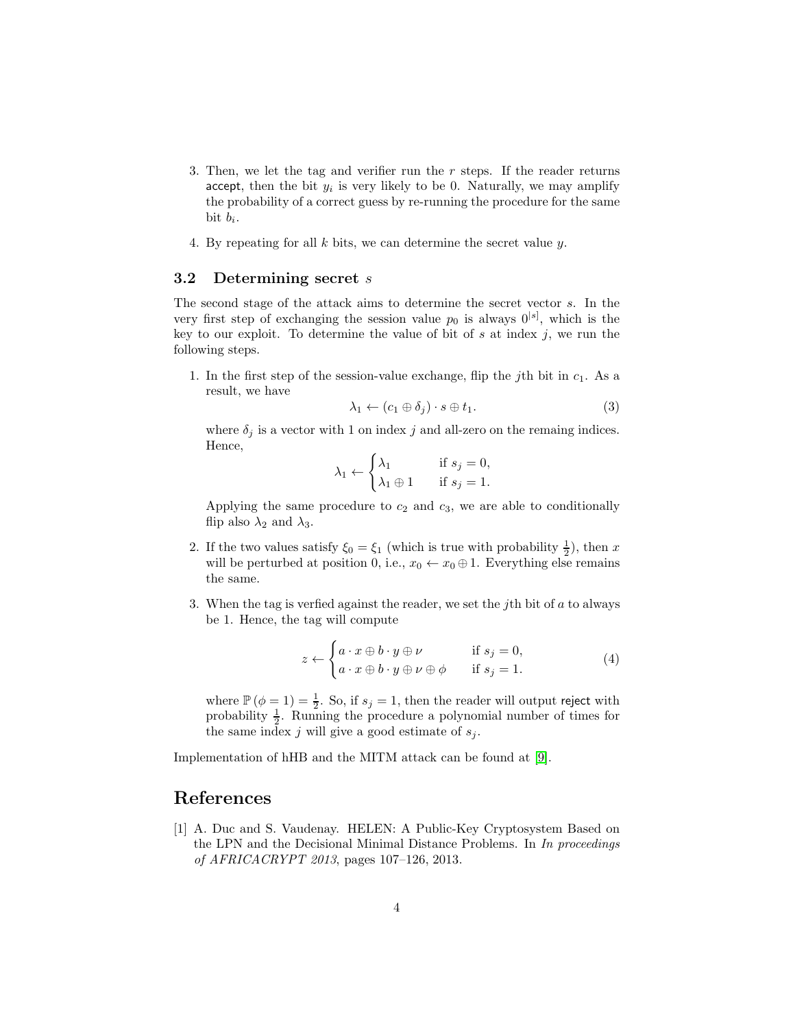3. Then, we let the tag and verifier run the $r$ steps. If the reader returns accept, then the bit $y_i$ is very likely to be 0. Naturally, we may amplify the probability of a correct guess by re-running the procedure for the same bit $b_i$.

4. By repeating for all $k$ bits, we can determine the secret value $y$.

### 3.2 Determining secret $s$

The second stage of the attack aims to determine the secret vector $s$. In the very first step of exchanging the session value $p_0$ is always $0^{|s|}$, which is the key to our exploit. To determine the value of bit of $s$ at index $j$, we run the following steps.

1. In the first step of the session-value exchange, flip the $j$th bit in $c_1$. As a result, we have
$$\lambda_1 \leftarrow (c_1 \oplus \delta_j) \cdot s \oplus t_1. \tag{3}$$
where $\delta_j$ is a vector with 1 on index $j$ and all-zero on the remaing indices. Hence,
$$\lambda_1 \leftarrow \begin{cases} \lambda_1 & \text{if } s_j = 0, \\ \lambda_1 \oplus 1 & \text{if } s_j = 1. \end{cases}$$
Applying the same procedure to $c_2$ and $c_3$, we are able to conditionally flip also $\lambda_2$ and $\lambda_3$.

2. If the two values satisfy $\xi_0 = \xi_1$ (which is true with probability $\frac{1}{2}$), then $x$ will be perturbed at position 0, i.e., $x_0 \leftarrow x_0 \oplus 1$. Everything else remains the same.

3. When the tag is verfied against the reader, we set the $j$th bit of $a$ to always be 1. Hence, the tag will compute
$$z \leftarrow \begin{cases} a \cdot x \oplus b \cdot y \oplus \nu & \text{if } s_j = 0, \\ a \cdot x \oplus b \cdot y \oplus \nu \oplus \phi & \text{if } s_j = 1. \end{cases} \tag{4}$$
where $\mathbb{P}(\phi = 1) = \frac{1}{2}$. So, if $s_j = 1$, then the reader will output reject with probability $\frac{1}{2}$. Running the procedure a polynomial number of times for the same index $j$ will give a good estimate of $s_j$.

Implementation of hHB and the MITM attack can be found at [9].

## References

[1] A. Duc and S. Vaudenay. HELEN: A Public-Key Cryptosystem Based on the LPN and the Decisional Minimal Distance Problems. In *In proceedings of AFRICACRYPT 2013*, pages 107–126, 2013.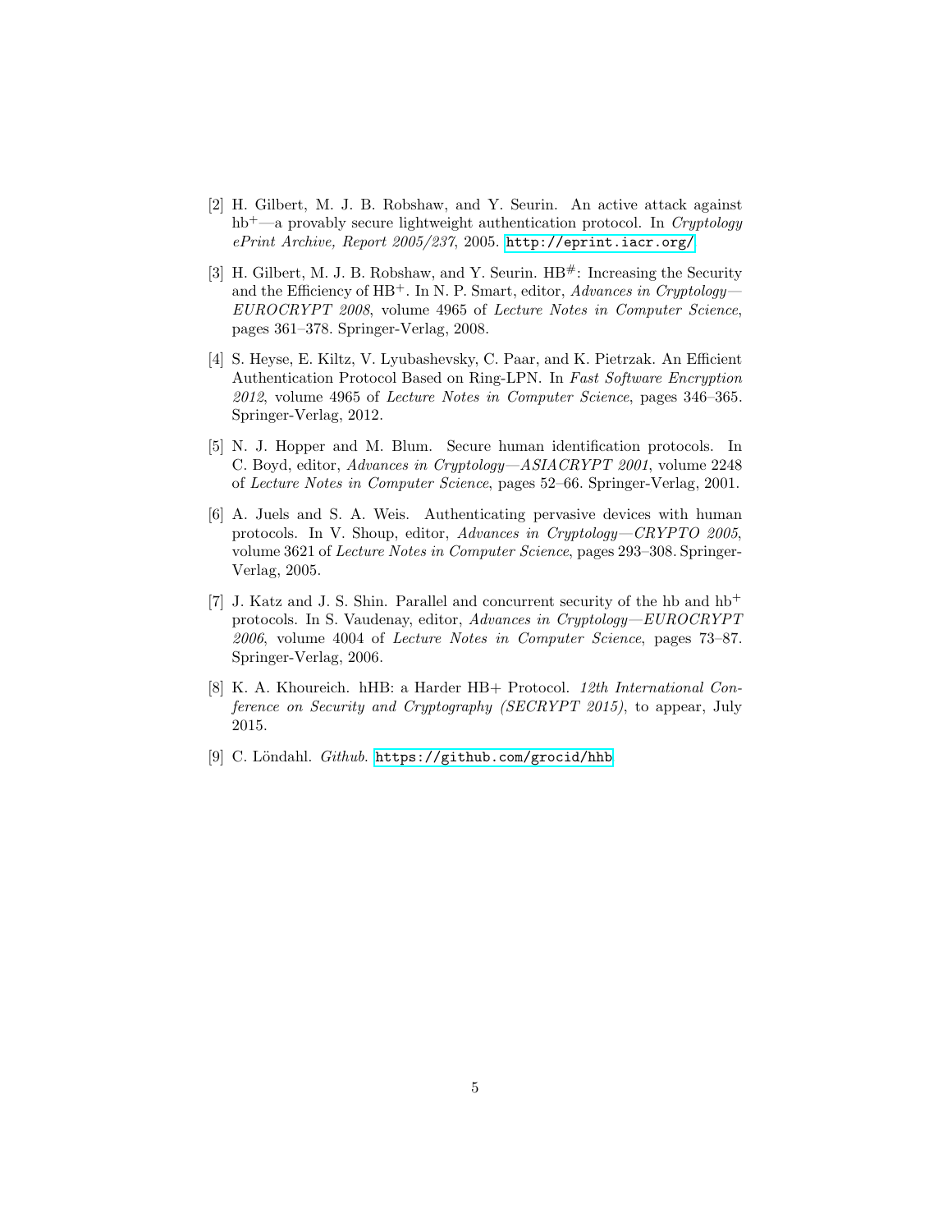[2] H. Gilbert, M. J. B. Robshaw, and Y. Seurin. An active attack against hb$^{+}$—a provably secure lightweight authentication protocol. In *Cryptology ePrint Archive, Report 2005/237*, 2005. http://eprint.iacr.org/

[3] H. Gilbert, M. J. B. Robshaw, and Y. Seurin. HB$^{\#}$: Increasing the Security and the Efficiency of HB$^{+}$. In N. P. Smart, editor, *Advances in Cryptology—EUROCRYPT 2008*, volume 4965 of *Lecture Notes in Computer Science*, pages 361–378. Springer-Verlag, 2008.

[4] S. Heyse, E. Kiltz, V. Lyubashevsky, C. Paar, and K. Pietrzak. An Efficient Authentication Protocol Based on Ring-LPN. In *Fast Software Encryption 2012*, volume 4965 of *Lecture Notes in Computer Science*, pages 346–365. Springer-Verlag, 2012.

[5] N. J. Hopper and M. Blum. Secure human identification protocols. In C. Boyd, editor, *Advances in Cryptology—ASIACRYPT 2001*, volume 2248 of *Lecture Notes in Computer Science*, pages 52–66. Springer-Verlag, 2001.

[6] A. Juels and S. A. Weis. Authenticating pervasive devices with human protocols. In V. Shoup, editor, *Advances in Cryptology—CRYPTO 2005*, volume 3621 of *Lecture Notes in Computer Science*, pages 293–308. Springer-Verlag, 2005.

[7] J. Katz and J. S. Shin. Parallel and concurrent security of the hb and hb$^{+}$ protocols. In S. Vaudenay, editor, *Advances in Cryptology—EUROCRYPT 2006*, volume 4004 of *Lecture Notes in Computer Science*, pages 73–87. Springer-Verlag, 2006.

[8] K. A. Khoureich. hHB: a Harder HB+ Protocol. *12th International Conference on Security and Cryptography (SECRYPT 2015)*, to appear, July 2015.

[9] C. Löndahl. *Github*. https://github.com/grocid/hhb